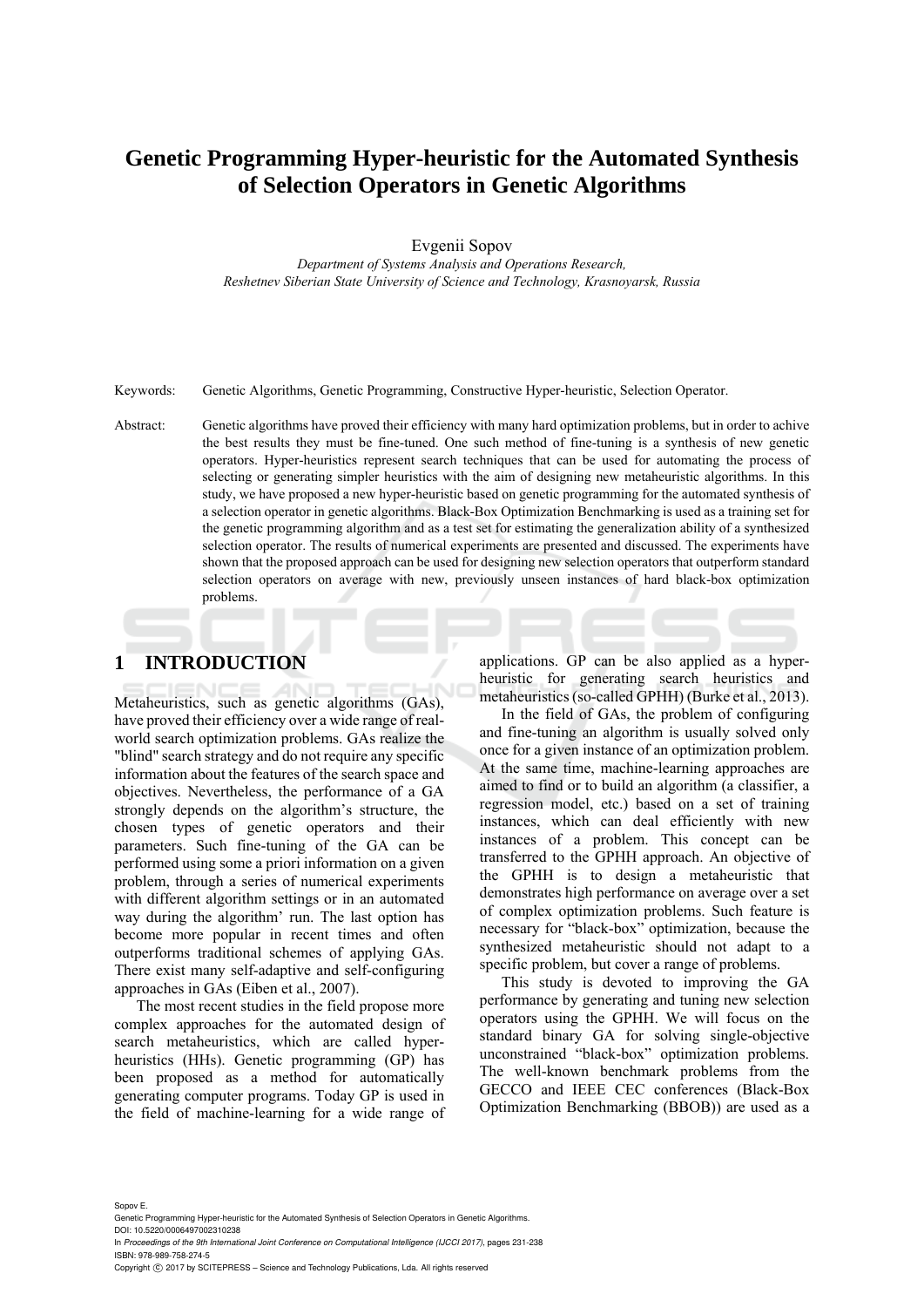# Genetic Programming Hyper-heuristic for the Automated Synthesis of Selection Operators in Genetic Algorithms

Evgenii Sopov

*Department of Systems Analysis and Operations Research,*
*Reshetnev Siberian State University of Science and Technology, Krasnoyarsk, Russia*

Keywords: Genetic Algorithms, Genetic Programming, Constructive Hyper-heuristic, Selection Operator.

Abstract: Genetic algorithms have proved their efficiency with many hard optimization problems, but in order to achive the best results they must be fine-tuned. One such method of fine-tuning is a synthesis of new genetic operators. Hyper-heuristics represent search techniques that can be used for automating the process of selecting or generating simpler heuristics with the aim of designing new metaheuristic algorithms. In this study, we have proposed a new hyper-heuristic based on genetic programming for the automated synthesis of a selection operator in genetic algorithms. Black-Box Optimization Benchmarking is used as a training set for the genetic programming algorithm and as a test set for estimating the generalization ability of a synthesized selection operator. The results of numerical experiments are presented and discussed. The experiments have shown that the proposed approach can be used for designing new selection operators that outperform standard selection operators on average with new, previously unseen instances of hard black-box optimization problems.

## 1 INTRODUCTION

Metaheuristics, such as genetic algorithms (GAs), have proved their efficiency over a wide range of real-world search optimization problems. GAs realize the "blind" search strategy and do not require any specific information about the features of the search space and objectives. Nevertheless, the performance of a GA strongly depends on the algorithm's structure, the chosen types of genetic operators and their parameters. Such fine-tuning of the GA can be performed using some a priori information on a given problem, through a series of numerical experiments with different algorithm settings or in an automated way during the algorithm' run. The last option has become more popular in recent times and often outperforms traditional schemes of applying GAs. There exist many self-adaptive and self-configuring approaches in GAs (Eiben et al., 2007).

The most recent studies in the field propose more complex approaches for the automated design of search metaheuristics, which are called hyper-heuristics (HHs). Genetic programming (GP) has been proposed as a method for automatically generating computer programs. Today GP is used in the field of machine-learning for a wide range of applications. GP can be also applied as a hyper-heuristic for generating search heuristics and metaheuristics (so-called GPHH) (Burke et al., 2013).

In the field of GAs, the problem of configuring and fine-tuning an algorithm is usually solved only once for a given instance of an optimization problem. At the same time, machine-learning approaches are aimed to find or to build an algorithm (a classifier, a regression model, etc.) based on a set of training instances, which can deal efficiently with new instances of a problem. This concept can be transferred to the GPHH approach. An objective of the GPHH is to design a metaheuristic that demonstrates high performance on average over a set of complex optimization problems. Such feature is necessary for "black-box" optimization, because the synthesized metaheuristic should not adapt to a specific problem, but cover a range of problems.

This study is devoted to improving the GA performance by generating and tuning new selection operators using the GPHH. We will focus on the standard binary GA for solving single-objective unconstrained "black-box" optimization problems. The well-known benchmark problems from the GECCO and IEEE CEC conferences (Black-Box Optimization Benchmarking (BBOB)) are used as a

Sopov E.
Genetic Programming Hyper-heuristic for the Automated Synthesis of Selection Operators in Genetic Algorithms.
DOI: 10.5220/0006497002310238
In *Proceedings of the 9th International Joint Conference on Computational Intelligence (IJCCI 2017)*, pages 231-238
ISBN: 978-989-758-274-5
Copyright © 2017 by SCITEPRESS – Science and Technology Publications, Lda. All rights reserved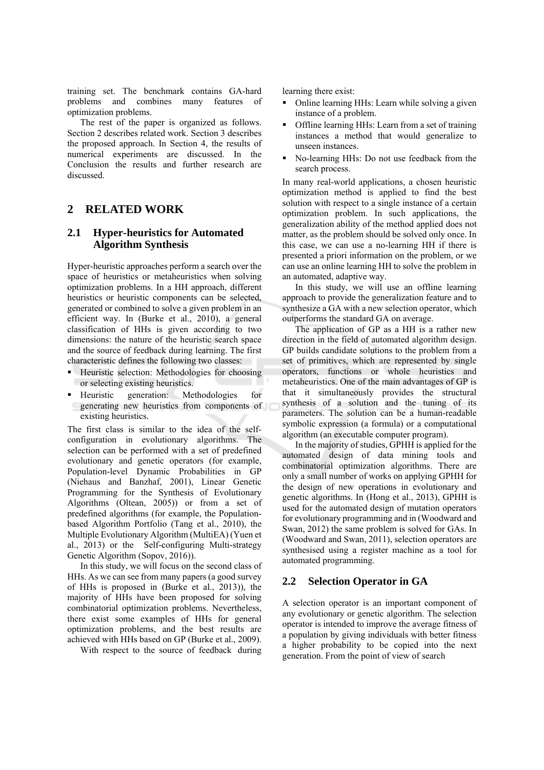training set. The benchmark contains GA-hard problems and combines many features of optimization problems.

The rest of the paper is organized as follows. Section 2 describes related work. Section 3 describes the proposed approach. In Section 4, the results of numerical experiments are discussed. In the Conclusion the results and further research are discussed.

## 2 RELATED WORK

### 2.1 Hyper-heuristics for Automated Algorithm Synthesis

Hyper-heuristic approaches perform a search over the space of heuristics or metaheuristics when solving optimization problems. In a HH approach, different heuristics or heuristic components can be selected, generated or combined to solve a given problem in an efficient way. In (Burke et al., 2010), a general classification of HHs is given according to two dimensions: the nature of the heuristic search space and the source of feedback during learning. The first characteristic defines the following two classes:

- Heuristic selection: Methodologies for choosing or selecting existing heuristics.
- Heuristic generation: Methodologies for generating new heuristics from components of existing heuristics.

The first class is similar to the idea of the self-configuration in evolutionary algorithms. The selection can be performed with a set of predefined evolutionary and genetic operators (for example, Population-level Dynamic Probabilities in GP (Niehaus and Banzhaf, 2001), Linear Genetic Programming for the Synthesis of Evolutionary Algorithms (Oltean, 2005)) or from a set of predefined algorithms (for example, the Population-based Algorithm Portfolio (Tang et al., 2010), the Multiple Evolutionary Algorithm (MultiEA) (Yuen et al., 2013) or the Self-configuring Multi-strategy Genetic Algorithm (Sopov, 2016)).

In this study, we will focus on the second class of HHs. As we can see from many papers (a good survey of HHs is proposed in (Burke et al., 2013)), the majority of HHs have been proposed for solving combinatorial optimization problems. Nevertheless, there exist some examples of HHs for general optimization problems, and the best results are achieved with HHs based on GP (Burke et al., 2009).

With respect to the source of feedback during learning there exist:

- Online learning HHs: Learn while solving a given instance of a problem.
- Offline learning HHs: Learn from a set of training instances a method that would generalize to unseen instances.
- No-learning HHs: Do not use feedback from the search process.

In many real-world applications, a chosen heuristic optimization method is applied to find the best solution with respect to a single instance of a certain optimization problem. In such applications, the generalization ability of the method applied does not matter, as the problem should be solved only once. In this case, we can use a no-learning HH if there is presented a priori information on the problem, or we can use an online learning HH to solve the problem in an automated, adaptive way.

In this study, we will use an offline learning approach to provide the generalization feature and to synthesize a GA with a new selection operator, which outperforms the standard GA on average.

The application of GP as a HH is a rather new direction in the field of automated algorithm design. GP builds candidate solutions to the problem from a set of primitives, which are represented by single operators, functions or whole heuristics and metaheuristics. One of the main advantages of GP is that it simultaneously provides the structural synthesis of a solution and the tuning of its parameters. The solution can be a human-readable symbolic expression (a formula) or a computational algorithm (an executable computer program).

In the majority of studies, GPHH is applied for the automated design of data mining tools and combinatorial optimization algorithms. There are only a small number of works on applying GPHH for the design of new operations in evolutionary and genetic algorithms. In (Hong et al., 2013), GPHH is used for the automated design of mutation operators for evolutionary programming and in (Woodward and Swan, 2012) the same problem is solved for GAs. In (Woodward and Swan, 2011), selection operators are synthesised using a register machine as a tool for automated programming.

### 2.2 Selection Operator in GA

A selection operator is an important component of any evolutionary or genetic algorithm. The selection operator is intended to improve the average fitness of a population by giving individuals with better fitness a higher probability to be copied into the next generation. From the point of view of search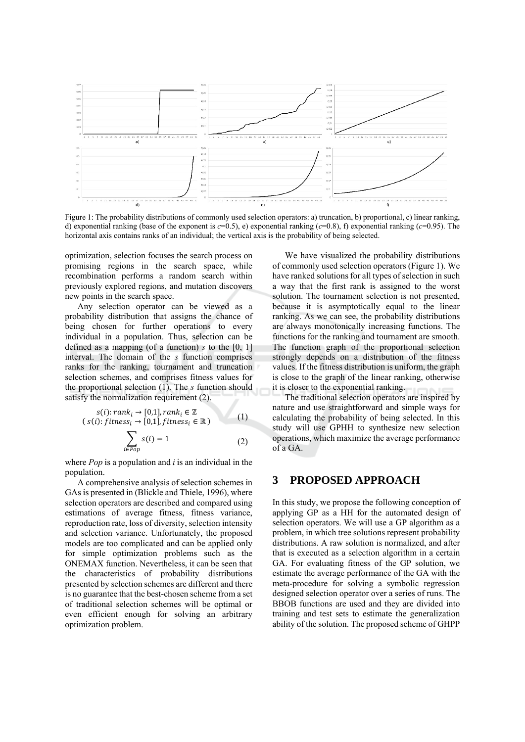Figure 1: The probability distributions of commonly used selection operators: a) truncation, b) proportional, c) linear ranking, d) exponential ranking (base of the exponent is $c$=0.5), e) exponential ranking ($c$=0.8), f) exponential ranking ($c$=0.95). The horizontal axis contains ranks of an individual; the vertical axis is the probability of being selected.

optimization, selection focuses the search process on promising regions in the search space, while recombination performs a random search within previously explored regions, and mutation discovers new points in the search space.

Any selection operator can be viewed as a probability distribution that assigns the chance of being chosen for further operations to every individual in a population. Thus, selection can be defined as a mapping (of a function) $s$ to the [0, 1] interval. The domain of the $s$ function comprises ranks for the ranking, tournament and truncation selection schemes, and comprises fitness values for the proportional selection (1). The $s$ function should satisfy the normalization requirement (2).

$$s(i): rank_i \rightarrow [0,1], rank_i \in \mathbb{Z}$$
$$( s(i): fitness_i \rightarrow [0,1], fitness_i \in \mathbb{R} ) \quad (1)$$

$$\sum_{i \in Pop} s(i) = 1 \quad (2)$$

where *Pop* is a population and *i* is an individual in the population.

A comprehensive analysis of selection schemes in GAs is presented in (Blickle and Thiele, 1996), where selection operators are described and compared using estimations of average fitness, fitness variance, reproduction rate, loss of diversity, selection intensity and selection variance. Unfortunately, the proposed models are too complicated and can be applied only for simple optimization problems such as the ONEMAX function. Nevertheless, it can be seen that the characteristics of probability distributions presented by selection schemes are different and there is no guarantee that the best-chosen scheme from a set of traditional selection schemes will be optimal or even efficient enough for solving an arbitrary optimization problem.

We have visualized the probability distributions of commonly used selection operators (Figure 1). We have ranked solutions for all types of selection in such a way that the first rank is assigned to the worst solution. The tournament selection is not presented, because it is asymptotically equal to the linear ranking. As we can see, the probability distributions are always monotonically increasing functions. The functions for the ranking and tournament are smooth. The function graph of the proportional selection strongly depends on a distribution of the fitness values. If the fitness distribution is uniform, the graph is close to the graph of the linear ranking, otherwise it is closer to the exponential ranking.

The traditional selection operators are inspired by nature and use straightforward and simple ways for calculating the probability of being selected. In this study will use GPHH to synthesize new selection operations, which maximize the average performance of a GA.

## 3 PROPOSED APPROACH

In this study, we propose the following conception of applying GP as a HH for the automated design of selection operators. We will use a GP algorithm as a problem, in which tree solutions represent probability distributions. A raw solution is normalized, and after that is executed as a selection algorithm in a certain GA. For evaluating fitness of the GP solution, we estimate the average performance of the GA with the meta-procedure for solving a symbolic regression designed selection operator over a series of runs. The BBOB functions are used and they are divided into training and test sets to estimate the generalization ability of the solution. The proposed scheme of GHPP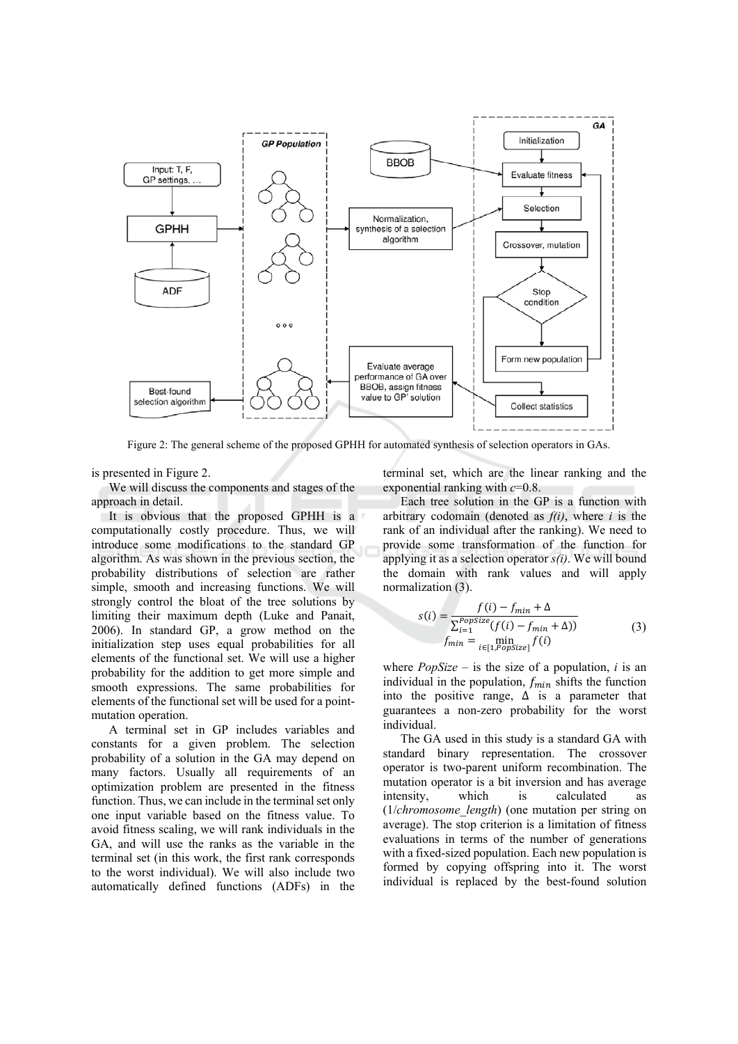Figure 2: The general scheme of the proposed GPHH for automated synthesis of selection operators in GAs.

is presented in Figure 2.

We will discuss the components and stages of the approach in detail.

It is obvious that the proposed GPHH is a computationally costly procedure. Thus, we will introduce some modifications to the standard GP algorithm. As was shown in the previous section, the probability distributions of selection are rather simple, smooth and increasing functions. We will strongly control the bloat of the tree solutions by limiting their maximum depth (Luke and Panait, 2006). In standard GP, a grow method on the initialization step uses equal probabilities for all elements of the functional set. We will use a higher probability for the addition to get more simple and smooth expressions. The same probabilities for elements of the functional set will be used for a point-mutation operation.

A terminal set in GP includes variables and constants for a given problem. The selection probability of a solution in the GA may depend on many factors. Usually all requirements of an optimization problem are presented in the fitness function. Thus, we can include in the terminal set only one input variable based on the fitness value. To avoid fitness scaling, we will rank individuals in the GA, and will use the ranks as the variable in the terminal set (in this work, the first rank corresponds to the worst individual). We will also include two automatically defined functions (ADFs) in the terminal set, which are the linear ranking and the exponential ranking with $c$=0.8.

Each tree solution in the GP is a function with arbitrary codomain (denoted as $f(i)$, where $i$ is the rank of an individual after the ranking). We need to provide some transformation of the function for applying it as a selection operator $s(i)$. We will bound the domain with rank values and will apply normalization (3).

$$s(i) = \frac{f(i) - f_{min} + \Delta}{\sum_{i=1}^{PopSize}(f(i) - f_{min} + \Delta)} \qquad (3)$$
$$f_{min} = \min_{i \in [1, PopSize]} f(i)$$

where $PopSize$ – is the size of a population, $i$ is an individual in the population, $f_{min}$ shifts the function into the positive range, $\Delta$ is a parameter that guarantees a non-zero probability for the worst individual.

The GA used in this study is a standard GA with standard binary representation. The crossover operator is two-parent uniform recombination. The mutation operator is a bit inversion and has average intensity, which is calculated as (1/*chromosome_length*) (one mutation per string on average). The stop criterion is a limitation of fitness evaluations in terms of the number of generations with a fixed-sized population. Each new population is formed by copying offspring into it. The worst individual is replaced by the best-found solution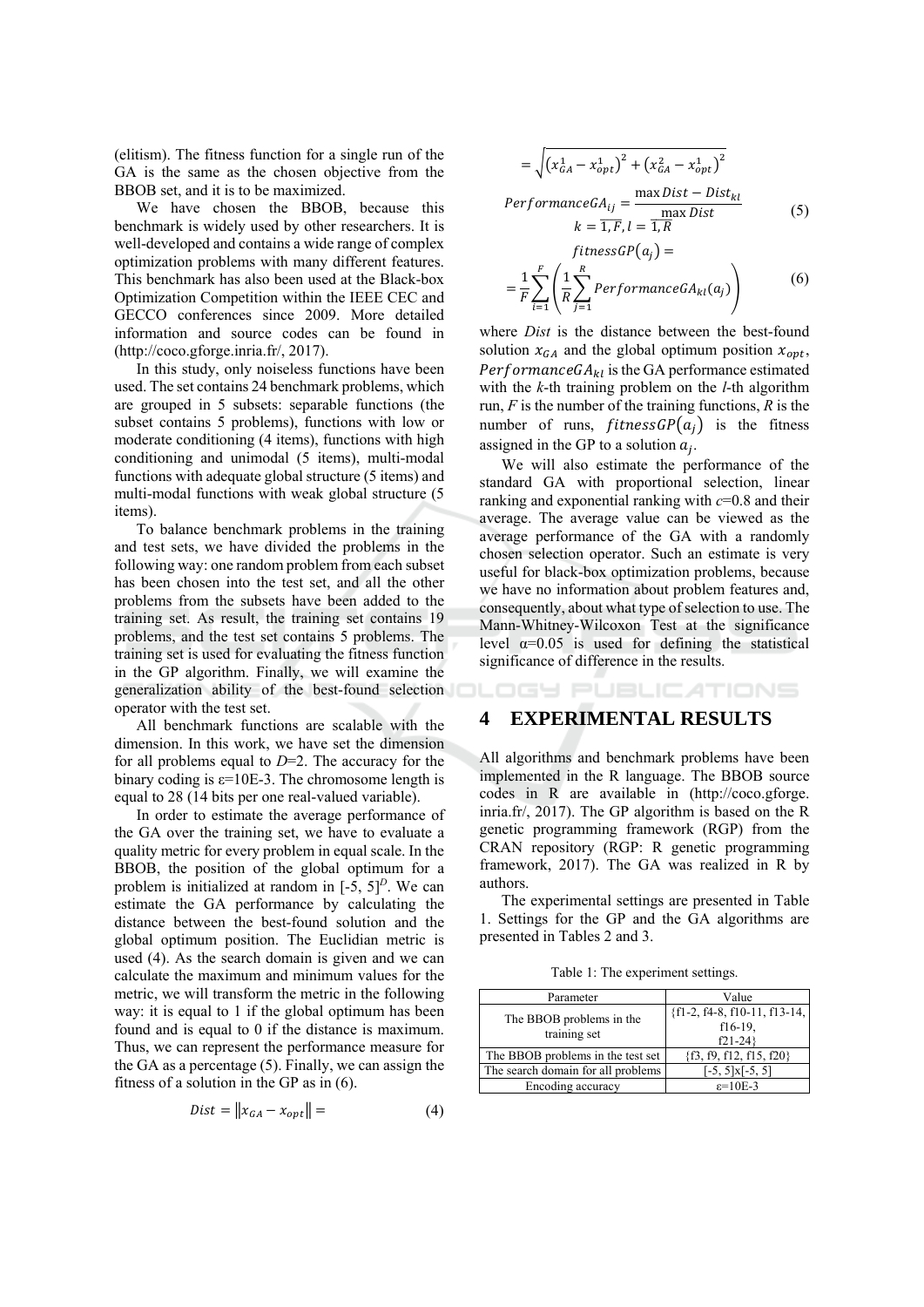(elitism). The fitness function for a single run of the GA is the same as the chosen objective from the BBOB set, and it is to be maximized.

We have chosen the BBOB, because this benchmark is widely used by other researchers. It is well-developed and contains a wide range of complex optimization problems with many different features. This benchmark has also been used at the Black-box Optimization Competition within the IEEE CEC and GECCO conferences since 2009. More detailed information and source codes can be found in (http://coco.gforge.inria.fr/, 2017).

In this study, only noiseless functions have been used. The set contains 24 benchmark problems, which are grouped in 5 subsets: separable functions (the subset contains 5 problems), functions with low or moderate conditioning (4 items), functions with high conditioning and unimodal (5 items), multi-modal functions with adequate global structure (5 items) and multi-modal functions with weak global structure (5 items).

To balance benchmark problems in the training and test sets, we have divided the problems in the following way: one random problem from each subset has been chosen into the test set, and all the other problems from the subsets have been added to the training set. As result, the training set contains 19 problems, and the test set contains 5 problems. The training set is used for evaluating the fitness function in the GP algorithm. Finally, we will examine the generalization ability of the best-found selection operator with the test set.

All benchmark functions are scalable with the dimension. In this work, we have set the dimension for all problems equal to $D$=2. The accuracy for the binary coding is ε=10E-3. The chromosome length is equal to 28 (14 bits per one real-valued variable).

In order to estimate the average performance of the GA over the training set, we have to evaluate a quality metric for every problem in equal scale. In the BBOB, the position of the global optimum for a problem is initialized at random in $[-5, 5]^D$. We can estimate the GA performance by calculating the distance between the best-found solution and the global optimum position. The Euclidian metric is used (4). As the search domain is given and we can calculate the maximum and minimum values for the metric, we will transform the metric in the following way: it is equal to 1 if the global optimum has been found and is equal to 0 if the distance is maximum. Thus, we can represent the performance measure for the GA as a percentage (5). Finally, we can assign the fitness of a solution in the GP as in (6).

$$Dist = \left\| x_{GA} - x_{opt} \right\| = \sqrt{\left(x_{GA}^1 - x_{opt}^1\right)^2 + \left(x_{GA}^2 - x_{opt}^1\right)^2} \tag{4}$$

$$PerformanceGA_{ij} = \frac{\max Dist - Dist_{kl}}{\max Dist}, \quad k = \overline{1,F}, l = \overline{1,R} \tag{5}$$

$$fitnessGP(a_j) = \frac{1}{F}\sum_{i=1}^{F}\left(\frac{1}{R}\sum_{j=1}^{R} PerformanceGA_{kl}(a_j)\right) \tag{6}$$

where $Dist$ is the distance between the best-found solution $x_{GA}$ and the global optimum position $x_{opt}$, $PerformanceGA_{kl}$ is the GA performance estimated with the $k$-th training problem on the $l$-th algorithm run, $F$ is the number of the training functions, $R$ is the number of runs, $fitnessGP(a_j)$ is the fitness assigned in the GP to a solution $a_j$.

We will also estimate the performance of the standard GA with proportional selection, linear ranking and exponential ranking with $c$=0.8 and their average. The average value can be viewed as the average performance of the GA with a randomly chosen selection operator. Such an estimate is very useful for black-box optimization problems, because we have no information about problem features and, consequently, about what type of selection to use. The Mann-Whitney-Wilcoxon Test at the significance level α=0.05 is used for defining the statistical significance of difference in the results.

# 4 EXPERIMENTAL RESULTS

All algorithms and benchmark problems have been implemented in the R language. The BBOB source codes in R are available in (http://coco.gforge.inria.fr/, 2017). The GP algorithm is based on the R genetic programming framework (RGP) from the CRAN repository (RGP: R genetic programming framework, 2017). The GA was realized in R by authors.

The experimental settings are presented in Table 1. Settings for the GP and the GA algorithms are presented in Tables 2 and 3.

Table 1: The experiment settings.

| Parameter | Value |
|---|---|
| The BBOB problems in the training set | {f1-2, f4-8, f10-11, f13-14, f16-19, f21-24} |
| The BBOB problems in the test set | {f3, f9, f12, f15, f20} |
| The search domain for all problems | [-5, 5]x[-5, 5] |
| Encoding accuracy | ε=10E-3 |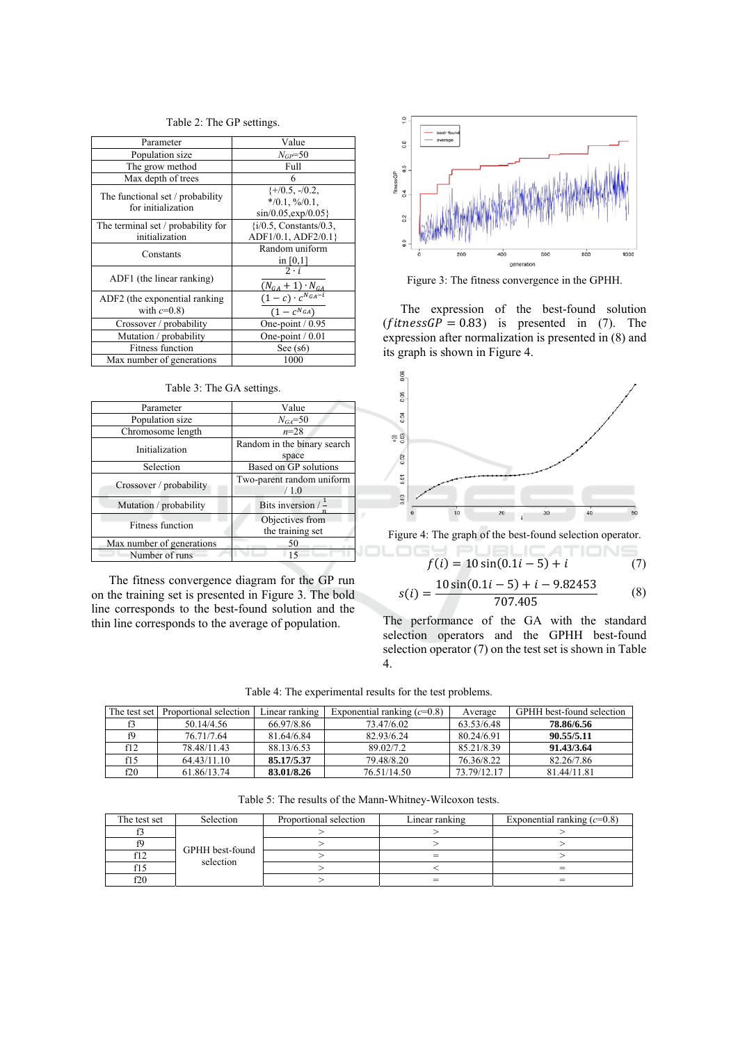Table 2: The GP settings.

| Parameter | Value |
|---|---|
| Population size | $N_{GP}$=50 |
| The grow method | Full |
| Max depth of trees | 6 |
| The functional set / probability for initialization | {+/0.5, -/0.2, */0.1, %/0.1, sin/0.05,exp/0.05} |
| The terminal set / probability for initialization | {i/0.5, Constants/0.3, ADF1/0.1, ADF2/0.1} |
| Constants | Random uniform in [0,1] |
| ADF1 (the linear ranking) | $\frac{2 \cdot i}{(N_{GA}+1) \cdot N_{GA}}$ |
| ADF2 (the exponential ranking with $c$=0.8) | $\frac{(1-c) \cdot c^{N_{GA}-i}}{(1-c^{N_{GA}})}$ |
| Crossover / probability | One-point / 0.95 |
| Mutation / probability | One-point / 0.01 |
| Fitness function | See (s6) |
| Max number of generations | 1000 |

Table 3: The GA settings.

| Parameter | Value |
|---|---|
| Population size | $N_{GA}$=50 |
| Chromosome length | $n$=28 |
| Initialization | Random in the binary search space |
| Selection | Based on GP solutions |
| Crossover / probability | Two-parent random uniform / 1.0 |
| Mutation / probability | Bits inversion / $\frac{1}{n}$ |
| Fitness function | Objectives from the training set |
| Max number of generations | 50 |
| Number of runs | 15 |

The fitness convergence diagram for the GP run on the training set is presented in Figure 3. The bold line corresponds to the best-found solution and the thin line corresponds to the average of population.

Figure 3: The fitness convergence in the GPHH.

The expression of the best-found solution ($fitnessGP = 0.83$) is presented in (7). The expression after normalization is presented in (8) and its graph is shown in Figure 4.

Figure 4: The graph of the best-found selection operator.

$$f(i) = 10\sin(0.1i - 5) + i \tag{7}$$

$$s(i) = \frac{10\sin(0.1i - 5) + i - 9.82453}{707.405} \tag{8}$$

The performance of the GA with the standard selection operators and the GPHH best-found selection operator (7) on the test set is shown in Table 4.

Table 4: The experimental results for the test problems.

| The test set | Proportional selection | Linear ranking | Exponential ranking ($c$=0.8) | Average | GPHH best-found selection |
|---|---|---|---|---|---|
| f3 | 50.14/4.56 | 66.97/8.86 | 73.47/6.02 | 63.53/6.48 | **78.86/6.56** |
| f9 | 76.71/7.64 | 81.64/6.84 | 82.93/6.24 | 80.24/6.91 | **90.55/5.11** |
| f12 | 78.48/11.43 | 88.13/6.53 | 89.02/7.2 | 85.21/8.39 | **91.43/3.64** |
| f15 | 64.43/11.10 | **85.17/5.37** | 79.48/8.20 | 76.36/8.22 | 82.26/7.86 |
| f20 | 61.86/13.74 | **83.01/8.26** | 76.51/14.50 | 73.79/12.17 | 81.44/11.81 |

Table 5: The results of the Mann-Whitney-Wilcoxon tests.

| The test set | Selection | Proportional selection | Linear ranking | Exponential ranking ($c$=0.8) |
|---|---|---|---|---|
| f3 | GPHH best-found selection | > | > | > |
| f9 | | > | > | > |
| f12 | | > | = | > |
| f15 | | > | < | = |
| f20 | | > | = | = |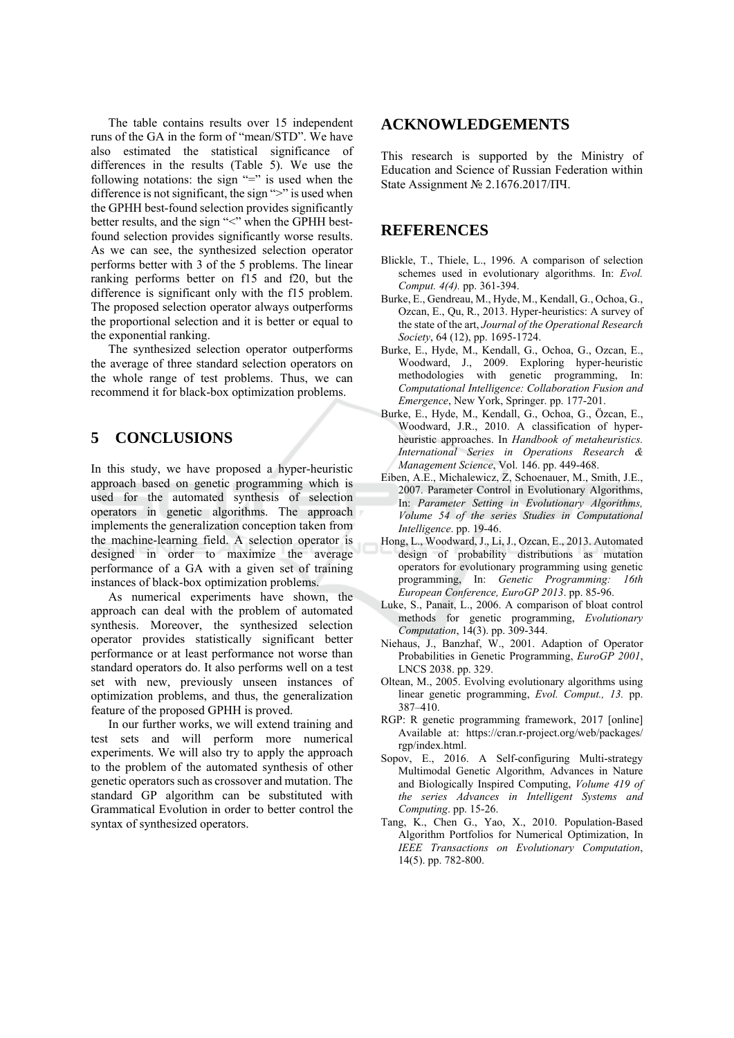The table contains results over 15 independent runs of the GA in the form of "mean/STD". We have also estimated the statistical significance of differences in the results (Table 5). We use the following notations: the sign "=" is used when the difference is not significant, the sign ">" is used when the GPHH best-found selection provides significantly better results, and the sign "<" when the GPHH best-found selection provides significantly worse results. As we can see, the synthesized selection operator performs better with 3 of the 5 problems. The linear ranking performs better on f15 and f20, but the difference is significant only with the f15 problem. The proposed selection operator always outperforms the proportional selection and it is better or equal to the exponential ranking.

The synthesized selection operator outperforms the average of three standard selection operators on the whole range of test problems. Thus, we can recommend it for black-box optimization problems.

## 5 CONCLUSIONS

In this study, we have proposed a hyper-heuristic approach based on genetic programming which is used for the automated synthesis of selection operators in genetic algorithms. The approach implements the generalization conception taken from the machine-learning field. A selection operator is designed in order to maximize the average performance of a GA with a given set of training instances of black-box optimization problems.

As numerical experiments have shown, the approach can deal with the problem of automated synthesis. Moreover, the synthesized selection operator provides statistically significant better performance or at least performance not worse than standard operators do. It also performs well on a test set with new, previously unseen instances of optimization problems, and thus, the generalization feature of the proposed GPHH is proved.

In our further works, we will extend training and test sets and will perform more numerical experiments. We will also try to apply the approach to the problem of the automated synthesis of other genetic operators such as crossover and mutation. The standard GP algorithm can be substituted with Grammatical Evolution in order to better control the syntax of synthesized operators.

## ACKNOWLEDGEMENTS

This research is supported by the Ministry of Education and Science of Russian Federation within State Assignment № 2.1676.2017/ПЧ.

## REFERENCES

Blickle, T., Thiele, L., 1996. A comparison of selection schemes used in evolutionary algorithms. In: *Evol. Comput. 4(4).* pp. 361-394.

Burke, E., Gendreau, M., Hyde, M., Kendall, G., Ochoa, G., Ozcan, E., Qu, R., 2013. Hyper-heuristics: A survey of the state of the art, *Journal of the Operational Research Society*, 64 (12), pp. 1695-1724.

Burke, E., Hyde, M., Kendall, G., Ochoa, G., Ozcan, E., Woodward, J., 2009. Exploring hyper-heuristic methodologies with genetic programming, In: *Computational Intelligence: Collaboration Fusion and Emergence*, New York, Springer. pp. 177-201.

Burke, E., Hyde, M., Kendall, G., Ochoa, G., Özcan, E., Woodward, J.R., 2010. A classification of hyper-heuristic approaches. In *Handbook of metaheuristics. International Series in Operations Research & Management Science*, Vol. 146. pp. 449-468.

Eiben, A.E., Michalewicz, Z, Schoenauer, M., Smith, J.E., 2007. Parameter Control in Evolutionary Algorithms, In: *Parameter Setting in Evolutionary Algorithms, Volume 54 of the series Studies in Computational Intelligence*. pp. 19-46.

Hong, L., Woodward, J., Li, J., Ozcan, E., 2013. Automated design of probability distributions as mutation operators for evolutionary programming using genetic programming, In: *Genetic Programming: 16th European Conference, EuroGP 2013*. pp. 85-96.

Luke, S., Panait, L., 2006. A comparison of bloat control methods for genetic programming, *Evolutionary Computation*, 14(3). pp. 309-344.

Niehaus, J., Banzhaf, W., 2001. Adaption of Operator Probabilities in Genetic Programming, *EuroGP 2001*, LNCS 2038. pp. 329.

Oltean, M., 2005. Evolving evolutionary algorithms using linear genetic programming, *Evol. Comput., 13.* pp. 387–410.

RGP: R genetic programming framework, 2017 [online] Available at: https://cran.r-project.org/web/packages/rgp/index.html.

Sopov, E., 2016. A Self-configuring Multi-strategy Multimodal Genetic Algorithm, Advances in Nature and Biologically Inspired Computing, *Volume 419 of the series Advances in Intelligent Systems and Computing*. pp. 15-26.

Tang, K., Chen G., Yao, X., 2010. Population-Based Algorithm Portfolios for Numerical Optimization, In *IEEE Transactions on Evolutionary Computation*, 14(5). pp. 782-800.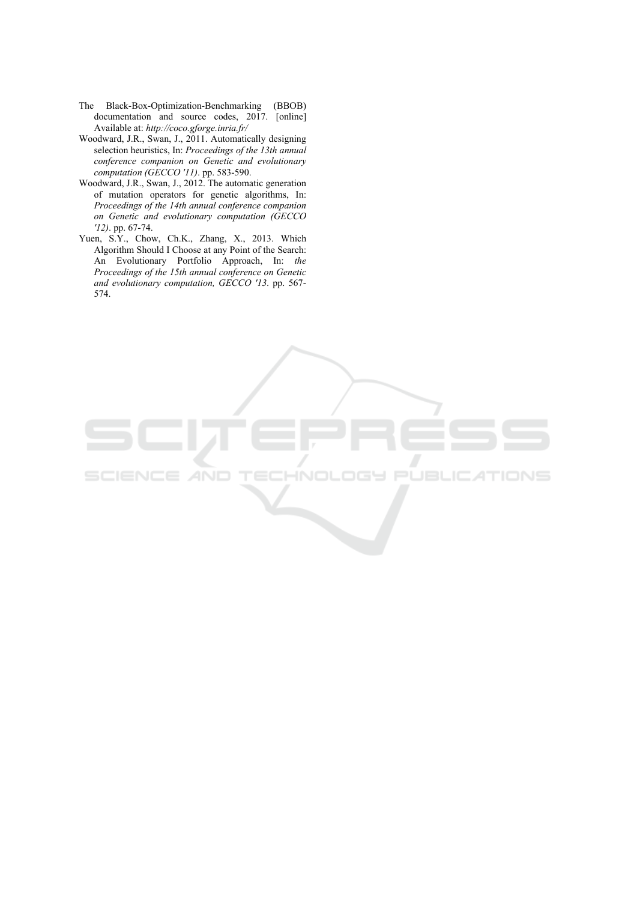The Black-Box-Optimization-Benchmarking (BBOB) documentation and source codes, 2017. [online] Available at: *http://coco.gforge.inria.fr/*

Woodward, J.R., Swan, J., 2011. Automatically designing selection heuristics, In: *Proceedings of the 13th annual conference companion on Genetic and evolutionary computation (GECCO '11)*. pp. 583-590.

Woodward, J.R., Swan, J., 2012. The automatic generation of mutation operators for genetic algorithms, In: *Proceedings of the 14th annual conference companion on Genetic and evolutionary computation (GECCO '12)*. pp. 67-74.

Yuen, S.Y., Chow, Ch.K., Zhang, X., 2013. Which Algorithm Should I Choose at any Point of the Search: An Evolutionary Portfolio Approach, In: *the Proceedings of the 15th annual conference on Genetic and evolutionary computation, GECCO '13*. pp. 567-574.